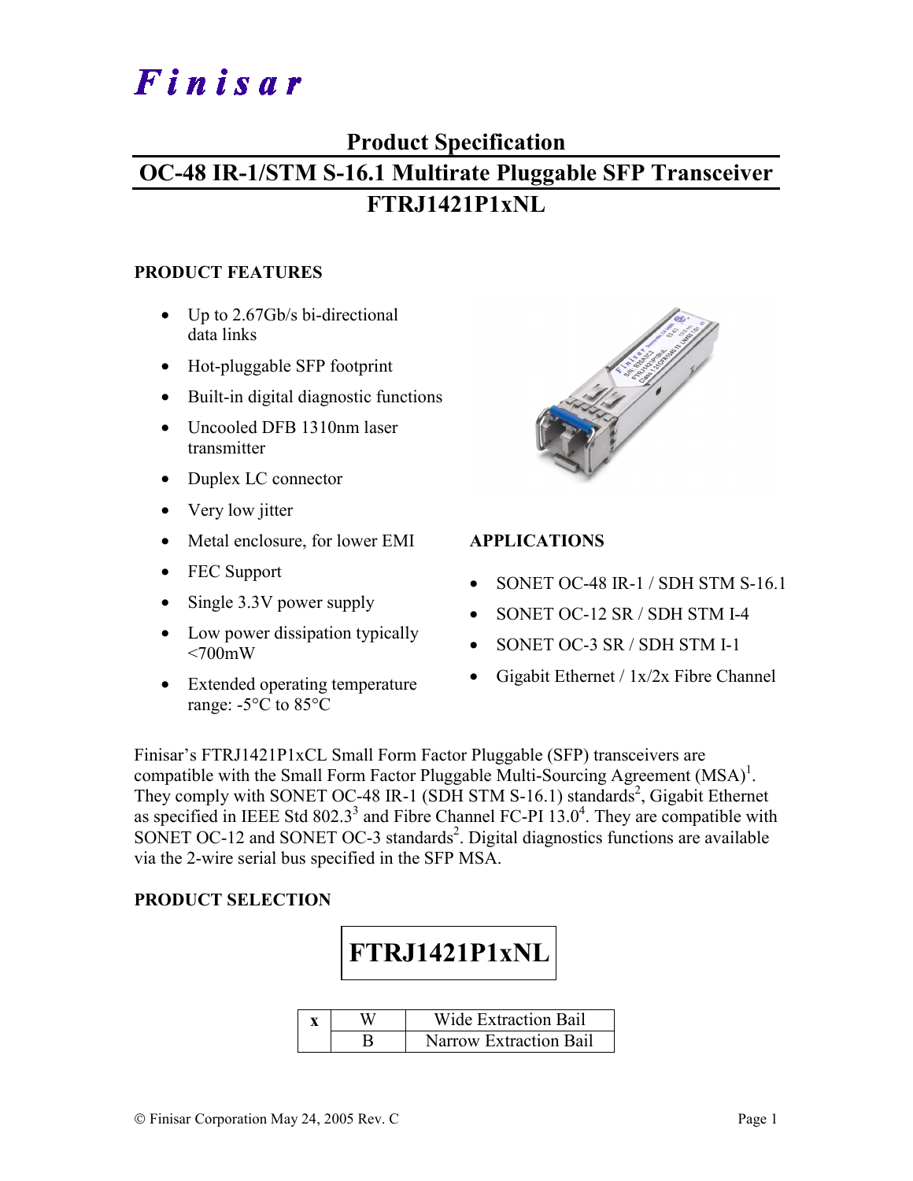Finisar

# Product Specification

## OC-48 IR-1/STM S-16.1 Multirate Pluggable SFP Transceiver

## FTRJ1421P1xNL

### PRODUCT FEATURES

- Up to 2.67Gb/s bi-directional data links
- Hot-pluggable SFP footprint
- Built-in digital diagnostic functions
- Uncooled DFB 1310nm laser transmitter
- Duplex LC connector
- Very low jitter
- Metal enclosure, for lower EMI
- FEC Support
- Single 3.3V power supply
- Low power dissipation typically <700mW
- Extended operating temperature range: -5°C to 85°C

### APPLICATIONS

- SONET OC-48 IR-1 / SDH STM S-16.1
- SONET OC-12 SR / SDH STM I-4
- SONET OC-3 SR / SDH STM I-1
- Gigabit Ethernet / 1x/2x Fibre Channel

Finisar's FTRJ1421P1xCL Small Form Factor Pluggable (SFP) transceivers are compatible with the Small Form Factor Pluggable Multi-Sourcing Agreement (MSA)[1]. They comply with SONET OC-48 IR-1 (SDH STM S-16.1) standards[2], Gigabit Ethernet as specified in IEEE Std 802.3[3] and Fibre Channel FC-PI 13.0[4]. They are compatible with SONET OC-12 and SONET OC-3 standards[2]. Digital diagnostics functions are available via the 2-wire serial bus specified in the SFP MSA.

### PRODUCT SELECTION

**FTRJ1421P1xNL**

| x | W | Wide Extraction Bail |
|---|---|---|
| | B | Narrow Extraction Bail |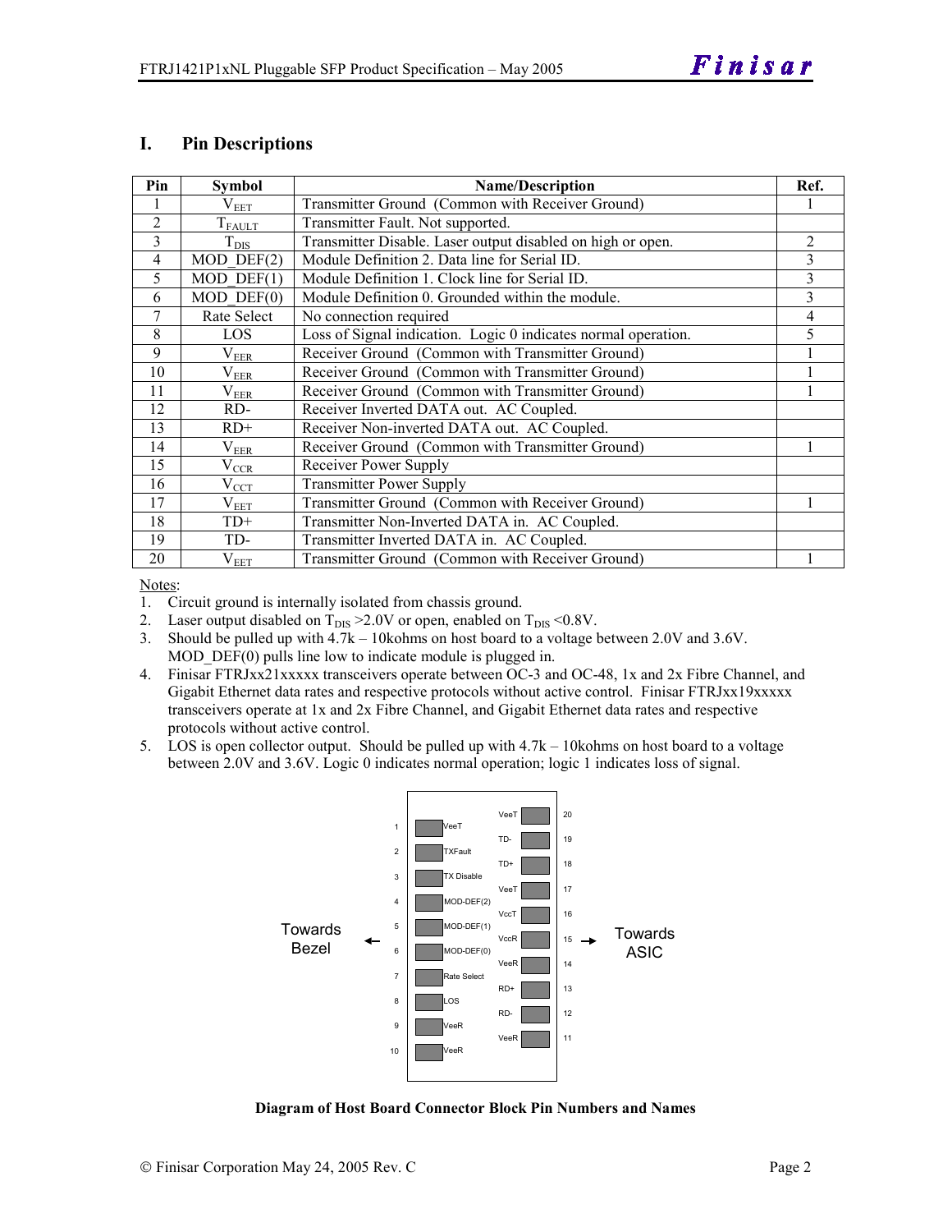## I. Pin Descriptions

| Pin | Symbol | Name/Description | Ref. |
|---|---|---|---|
| 1 | $V_{EET}$ | Transmitter Ground (Common with Receiver Ground) | 1 |
| 2 | $T_{FAULT}$ | Transmitter Fault. Not supported. | |
| 3 | $T_{DIS}$ | Transmitter Disable. Laser output disabled on high or open. | 2 |
| 4 | MOD_DEF(2) | Module Definition 2. Data line for Serial ID. | 3 |
| 5 | MOD_DEF(1) | Module Definition 1. Clock line for Serial ID. | 3 |
| 6 | MOD_DEF(0) | Module Definition 0. Grounded within the module. | 3 |
| 7 | Rate Select | No connection required | 4 |
| 8 | LOS | Loss of Signal indication. Logic 0 indicates normal operation. | 5 |
| 9 | $V_{EER}$ | Receiver Ground (Common with Transmitter Ground) | 1 |
| 10 | $V_{EER}$ | Receiver Ground (Common with Transmitter Ground) | 1 |
| 11 | $V_{EER}$ | Receiver Ground (Common with Transmitter Ground) | 1 |
| 12 | RD- | Receiver Inverted DATA out. AC Coupled. | |
| 13 | RD+ | Receiver Non-inverted DATA out. AC Coupled. | |
| 14 | $V_{EER}$ | Receiver Ground (Common with Transmitter Ground) | 1 |
| 15 | $V_{CCR}$ | Receiver Power Supply | |
| 16 | $V_{CCT}$ | Transmitter Power Supply | |
| 17 | $V_{EET}$ | Transmitter Ground (Common with Receiver Ground) | 1 |
| 18 | TD+ | Transmitter Non-Inverted DATA in. AC Coupled. | |
| 19 | TD- | Transmitter Inverted DATA in. AC Coupled. | |
| 20 | $V_{EET}$ | Transmitter Ground (Common with Receiver Ground) | 1 |

Notes:

1. Circuit ground is internally isolated from chassis ground.
2. Laser output disabled on $T_{DIS}$ >2.0V or open, enabled on $T_{DIS}$ <0.8V.
3. Should be pulled up with 4.7k – 10kohms on host board to a voltage between 2.0V and 3.6V. MOD_DEF(0) pulls line low to indicate module is plugged in.
4. Finisar FTRJxx21xxxxx transceivers operate between OC-3 and OC-48, 1x and 2x Fibre Channel, and Gigabit Ethernet data rates and respective protocols without active control. Finisar FTRJxx19xxxxx transceivers operate at 1x and 2x Fibre Channel, and Gigabit Ethernet data rates and respective protocols without active control.
5. LOS is open collector output. Should be pulled up with 4.7k – 10kohms on host board to a voltage between 2.0V and 3.6V. Logic 0 indicates normal operation; logic 1 indicates loss of signal.

| Pin | Name | | Name | Pin |
|---|---|---|---|---|
| | | | VeeT | 20 |
| 1 | VeeT | | TD- | 19 |
| 2 | TXFault | | TD+ | 18 |
| 3 | TX Disable | | VeeT | 17 |
| 4 | MOD-DEF(2) | | VccT | 16 |
| 5 | MOD-DEF(1) | | VccR | 15 |
| 6 | MOD-DEF(0) | | VeeR | 14 |
| 7 | Rate Select | | RD+ | 13 |
| 8 | LOS | | RD- | 12 |
| 9 | VeeR | | VeeR | 11 |
| 10 | VeeR | | | |

Towards Bezel ← | → Towards ASIC

**Diagram of Host Board Connector Block Pin Numbers and Names**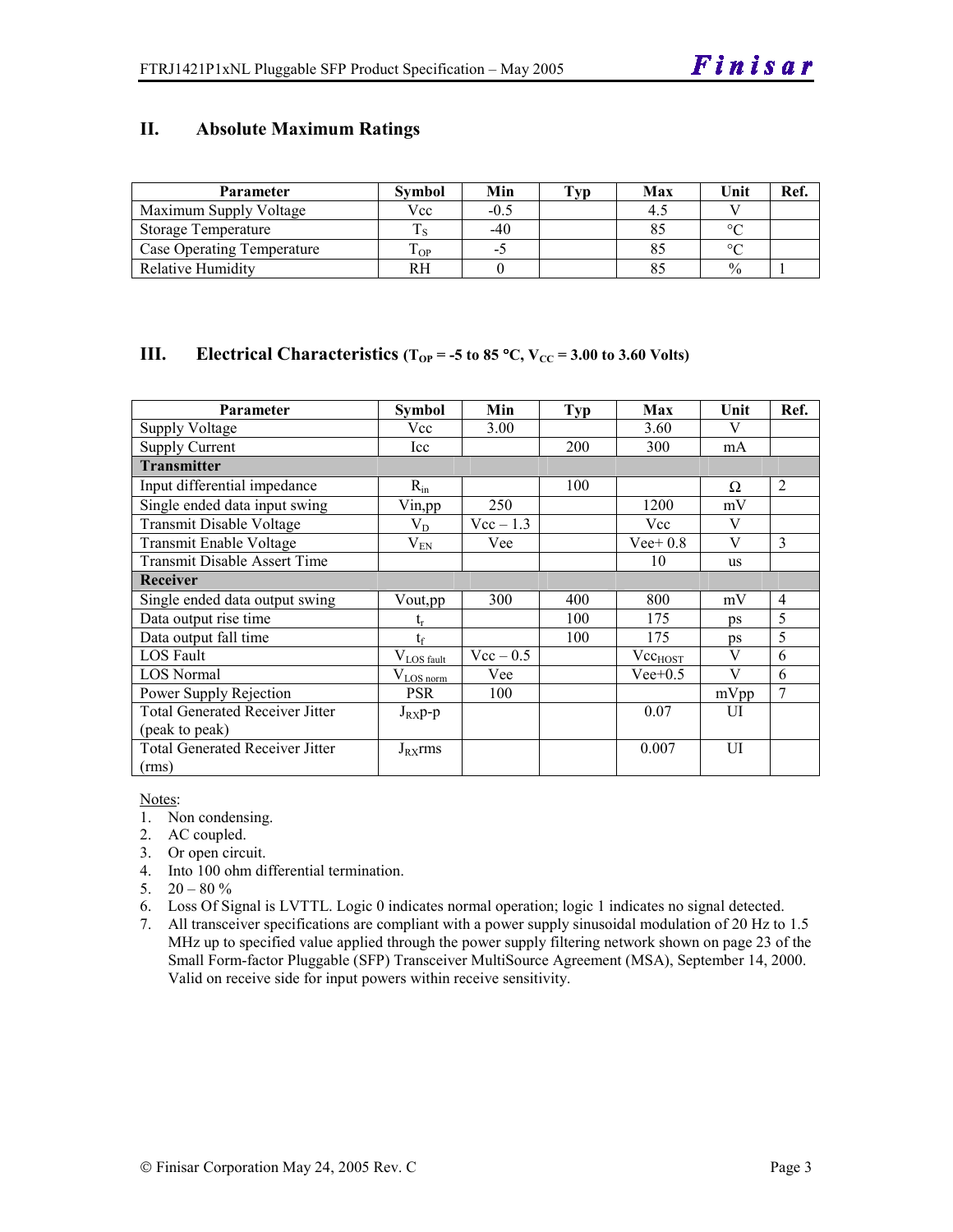## II. Absolute Maximum Ratings

| Parameter | Symbol | Min | Typ | Max | Unit | Ref. |
|---|---|---|---|---|---|---|
| Maximum Supply Voltage | Vcc | -0.5 | | 4.5 | V | |
| Storage Temperature | $T_S$ | -40 | | 85 | °C | |
| Case Operating Temperature | $T_{OP}$ | -5 | | 85 | °C | |
| Relative Humidity | RH | 0 | | 85 | % | 1 |

## III. Electrical Characteristics ($T_{OP}$ = -5 to 85 °C, $V_{CC}$ = 3.00 to 3.60 Volts)

| Parameter | Symbol | Min | Typ | Max | Unit | Ref. |
|---|---|---|---|---|---|---|
| Supply Voltage | Vcc | 3.00 | | 3.60 | V | |
| Supply Current | Icc | | 200 | 300 | mA | |
| **Transmitter** | | | | | | |
| Input differential impedance | $R_{in}$ | | 100 | | Ω | 2 |
| Single ended data input swing | Vin,pp | 250 | | 1200 | mV | |
| Transmit Disable Voltage | $V_D$ | Vcc – 1.3 | | Vcc | V | |
| Transmit Enable Voltage | $V_{EN}$ | Vee | | Vee+ 0.8 | V | 3 |
| Transmit Disable Assert Time | | | | 10 | us | |
| **Receiver** | | | | | | |
| Single ended data output swing | Vout,pp | 300 | 400 | 800 | mV | 4 |
| Data output rise time | $t_r$ | | 100 | 175 | ps | 5 |
| Data output fall time | $t_f$ | | 100 | 175 | ps | 5 |
| LOS Fault | $V_{LOS\ fault}$ | Vcc – 0.5 | | $Vcc_{HOST}$ | V | 6 |
| LOS Normal | $V_{LOS\ norm}$ | Vee | | Vee+0.5 | V | 6 |
| Power Supply Rejection | PSR | 100 | | | mVpp | 7 |
| Total Generated Receiver Jitter (peak to peak) | $J_{RX}$p-p | | | 0.07 | UI | |
| Total Generated Receiver Jitter (rms) | $J_{RX}$rms | | | 0.007 | UI | |

Notes:
1. Non condensing.
2. AC coupled.
3. Or open circuit.
4. Into 100 ohm differential termination.
5. 20 – 80 %
6. Loss Of Signal is LVTTL. Logic 0 indicates normal operation; logic 1 indicates no signal detected.
7. All transceiver specifications are compliant with a power supply sinusoidal modulation of 20 Hz to 1.5 MHz up to specified value applied through the power supply filtering network shown on page 23 of the Small Form-factor Pluggable (SFP) Transceiver MultiSource Agreement (MSA), September 14, 2000. Valid on receive side for input powers within receive sensitivity.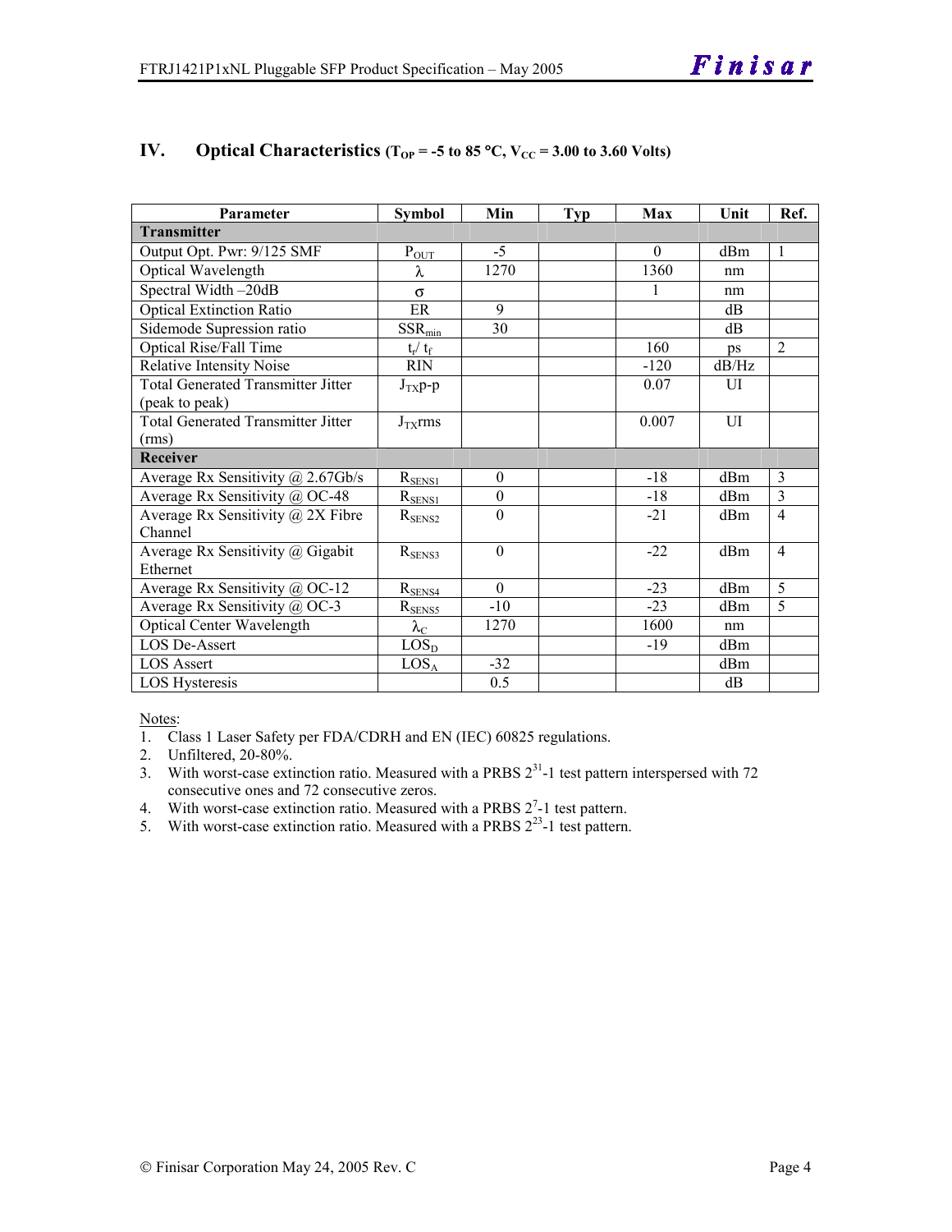## IV. Optical Characteristics ($T_{OP}$ = -5 to 85 °C, $V_{CC}$ = 3.00 to 3.60 Volts)

| Parameter | Symbol | Min | Typ | Max | Unit | Ref. |
|---|---|---|---|---|---|---|
| **Transmitter** | | | | | | |
| Output Opt. Pwr: 9/125 SMF | $P_{OUT}$ | -5 | | 0 | dBm | 1 |
| Optical Wavelength | $\lambda$ | 1270 | | 1360 | nm | |
| Spectral Width –20dB | $\sigma$ | | | 1 | nm | |
| Optical Extinction Ratio | ER | 9 | | | dB | |
| Sidemode Supression ratio | $SSR_{min}$ | 30 | | | dB | |
| Optical Rise/Fall Time | $t_r / t_f$ | | | 160 | ps | 2 |
| Relative Intensity Noise | RIN | | | -120 | dB/Hz | |
| Total Generated Transmitter Jitter (peak to peak) | $J_{TX}$p-p | | | 0.07 | UI | |
| Total Generated Transmitter Jitter (rms) | $J_{TX}$rms | | | 0.007 | UI | |
| **Receiver** | | | | | | |
| Average Rx Sensitivity @ 2.67Gb/s | $R_{SENS1}$ | 0 | | -18 | dBm | 3 |
| Average Rx Sensitivity @ OC-48 | $R_{SENS1}$ | 0 | | -18 | dBm | 3 |
| Average Rx Sensitivity @ 2X Fibre Channel | $R_{SENS2}$ | 0 | | -21 | dBm | 4 |
| Average Rx Sensitivity @ Gigabit Ethernet | $R_{SENS3}$ | 0 | | -22 | dBm | 4 |
| Average Rx Sensitivity @ OC-12 | $R_{SENS4}$ | 0 | | -23 | dBm | 5 |
| Average Rx Sensitivity @ OC-3 | $R_{SENS5}$ | -10 | | -23 | dBm | 5 |
| Optical Center Wavelength | $\lambda_C$ | 1270 | | 1600 | nm | |
| LOS De-Assert | $LOS_D$ | | | -19 | dBm | |
| LOS Assert | $LOS_A$ | -32 | | | dBm | |
| LOS Hysteresis | | 0.5 | | | dB | |

Notes:

1. Class 1 Laser Safety per FDA/CDRH and EN (IEC) 60825 regulations.
2. Unfiltered, 20-80%.
3. With worst-case extinction ratio. Measured with a PRBS $2^{31}$-1 test pattern interspersed with 72 consecutive ones and 72 consecutive zeros.
4. With worst-case extinction ratio. Measured with a PRBS $2^{7}$-1 test pattern.
5. With worst-case extinction ratio. Measured with a PRBS $2^{23}$-1 test pattern.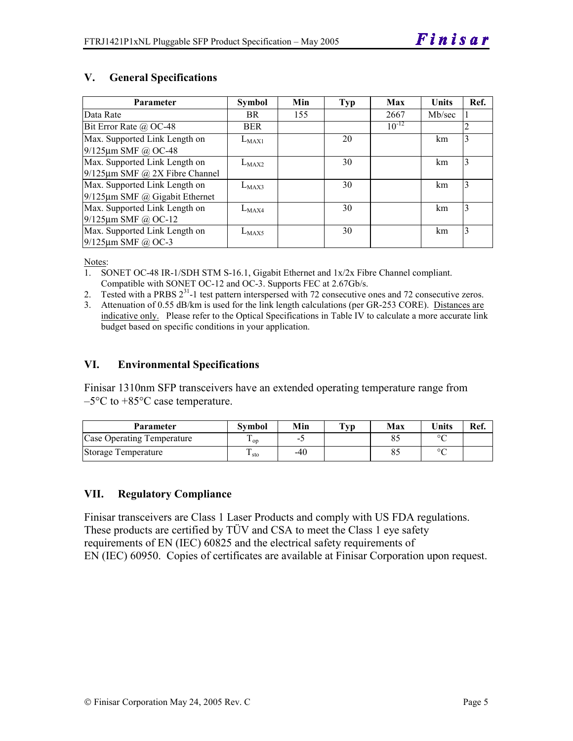## V. General Specifications

| Parameter | Symbol | Min | Typ | Max | Units | Ref. |
|---|---|---|---|---|---|---|
| Data Rate | BR | 155 | | 2667 | Mb/sec | 1 |
| Bit Error Rate @ OC-48 | BER | | | $10^{-12}$ | | 2 |
| Max. Supported Link Length on 9/125µm SMF @ OC-48 | $L_{MAX1}$ | | 20 | | km | 3 |
| Max. Supported Link Length on 9/125µm SMF @ 2X Fibre Channel | $L_{MAX2}$ | | 30 | | km | 3 |
| Max. Supported Link Length on 9/125µm SMF @ Gigabit Ethernet | $L_{MAX3}$ | | 30 | | km | 3 |
| Max. Supported Link Length on 9/125µm SMF @ OC-12 | $L_{MAX4}$ | | 30 | | km | 3 |
| Max. Supported Link Length on 9/125µm SMF @ OC-3 | $L_{MAX5}$ | | 30 | | km | 3 |

Notes:

1. SONET OC-48 IR-1/SDH STM S-16.1, Gigabit Ethernet and 1x/2x Fibre Channel compliant. Compatible with SONET OC-12 and OC-3. Supports FEC at 2.67Gb/s.
2. Tested with a PRBS $2^{31}$-1 test pattern interspersed with 72 consecutive ones and 72 consecutive zeros.
3. Attenuation of 0.55 dB/km is used for the link length calculations (per GR-253 CORE). Distances are indicative only. Please refer to the Optical Specifications in Table IV to calculate a more accurate link budget based on specific conditions in your application.

## VI. Environmental Specifications

Finisar 1310nm SFP transceivers have an extended operating temperature range from –5°C to +85°C case temperature.

| Parameter | Symbol | Min | Typ | Max | Units | Ref. |
|---|---|---|---|---|---|---|
| Case Operating Temperature | $T_{op}$ | -5 | | 85 | °C | |
| Storage Temperature | $T_{sto}$ | -40 | | 85 | °C | |

## VII. Regulatory Compliance

Finisar transceivers are Class 1 Laser Products and comply with US FDA regulations. These products are certified by TÜV and CSA to meet the Class 1 eye safety requirements of EN (IEC) 60825 and the electrical safety requirements of EN (IEC) 60950. Copies of certificates are available at Finisar Corporation upon request.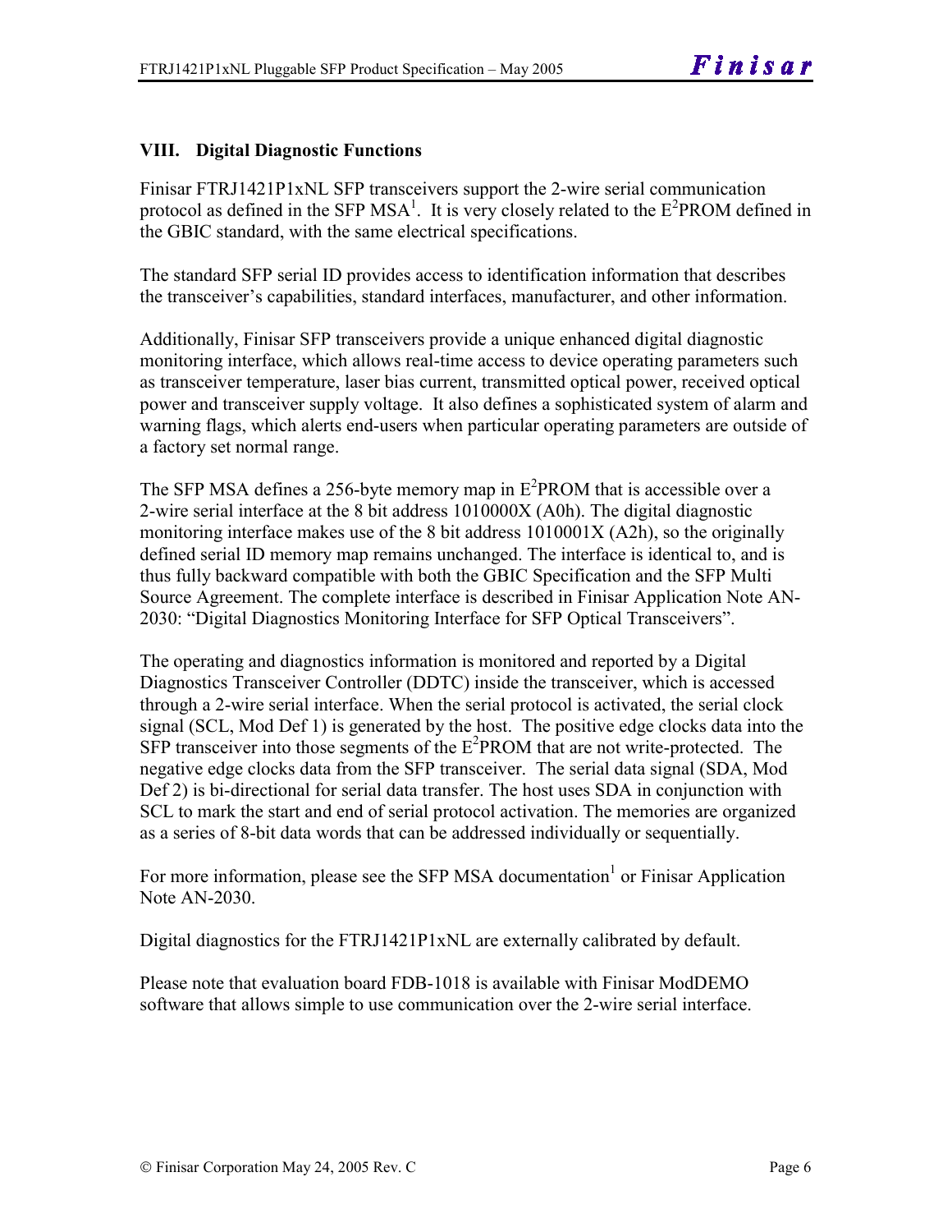## VIII. Digital Diagnostic Functions

Finisar FTRJ1421P1xNL SFP transceivers support the 2-wire serial communication protocol as defined in the SFP MSA[1]. It is very closely related to the $E^2$PROM defined in the GBIC standard, with the same electrical specifications.

The standard SFP serial ID provides access to identification information that describes the transceiver's capabilities, standard interfaces, manufacturer, and other information.

Additionally, Finisar SFP transceivers provide a unique enhanced digital diagnostic monitoring interface, which allows real-time access to device operating parameters such as transceiver temperature, laser bias current, transmitted optical power, received optical power and transceiver supply voltage. It also defines a sophisticated system of alarm and warning flags, which alerts end-users when particular operating parameters are outside of a factory set normal range.

The SFP MSA defines a 256-byte memory map in $E^2$PROM that is accessible over a 2-wire serial interface at the 8 bit address 1010000X (A0h). The digital diagnostic monitoring interface makes use of the 8 bit address 1010001X (A2h), so the originally defined serial ID memory map remains unchanged. The interface is identical to, and is thus fully backward compatible with both the GBIC Specification and the SFP Multi Source Agreement. The complete interface is described in Finisar Application Note AN-2030: "Digital Diagnostics Monitoring Interface for SFP Optical Transceivers".

The operating and diagnostics information is monitored and reported by a Digital Diagnostics Transceiver Controller (DDTC) inside the transceiver, which is accessed through a 2-wire serial interface. When the serial protocol is activated, the serial clock signal (SCL, Mod Def 1) is generated by the host. The positive edge clocks data into the SFP transceiver into those segments of the $E^2$PROM that are not write-protected. The negative edge clocks data from the SFP transceiver. The serial data signal (SDA, Mod Def 2) is bi-directional for serial data transfer. The host uses SDA in conjunction with SCL to mark the start and end of serial protocol activation. The memories are organized as a series of 8-bit data words that can be addressed individually or sequentially.

For more information, please see the SFP MSA documentation[1] or Finisar Application Note AN-2030.

Digital diagnostics for the FTRJ1421P1xNL are externally calibrated by default.

Please note that evaluation board FDB-1018 is available with Finisar ModDEMO software that allows simple to use communication over the 2-wire serial interface.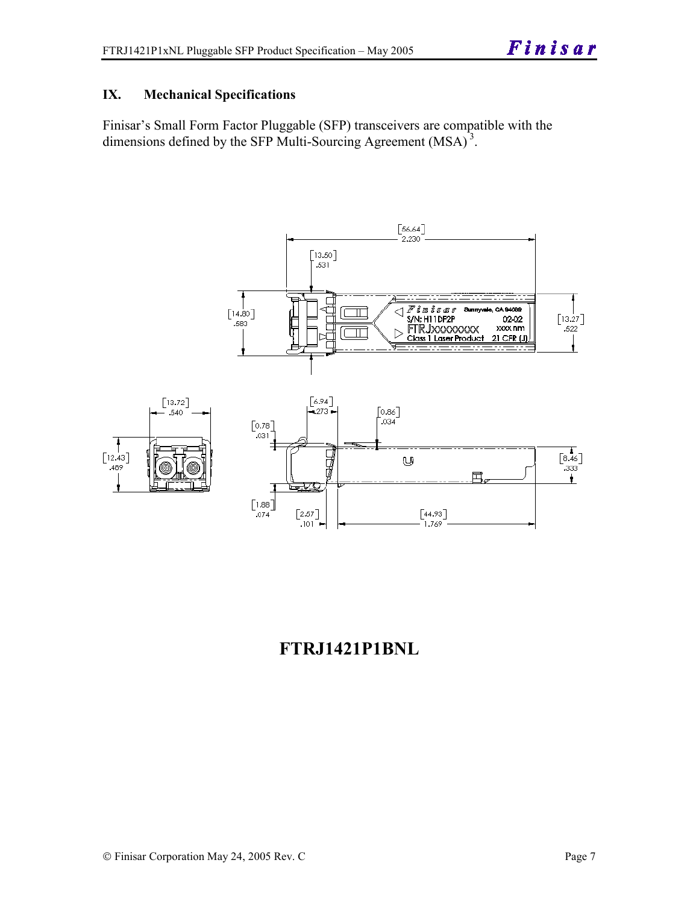## IX. Mechanical Specifications

Finisar's Small Form Factor Pluggable (SFP) transceivers are compatible with the dimensions defined by the SFP Multi-Sourcing Agreement (MSA)[3].

**FTRJ1421P1BNL**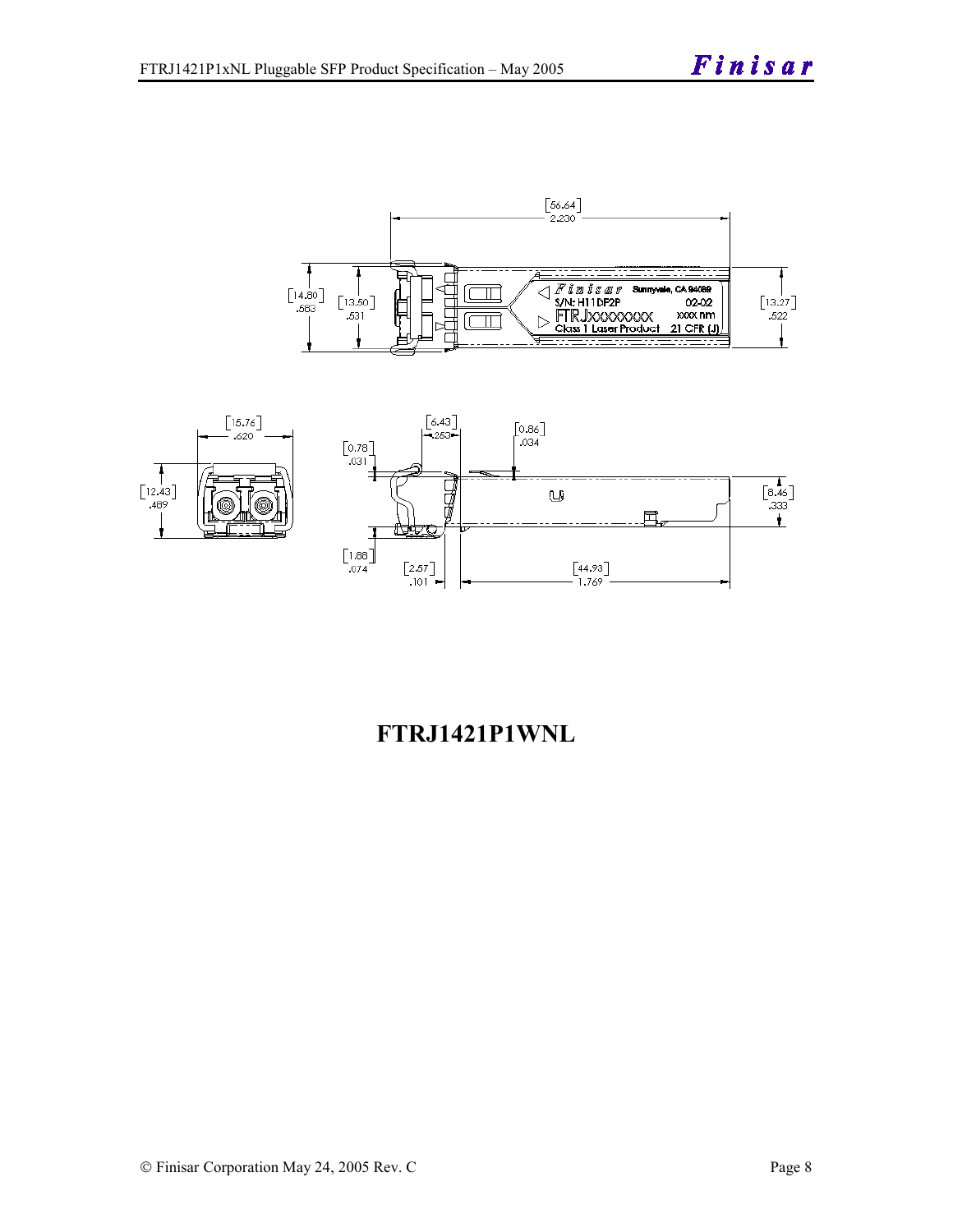**FTRJ1421P1WNL**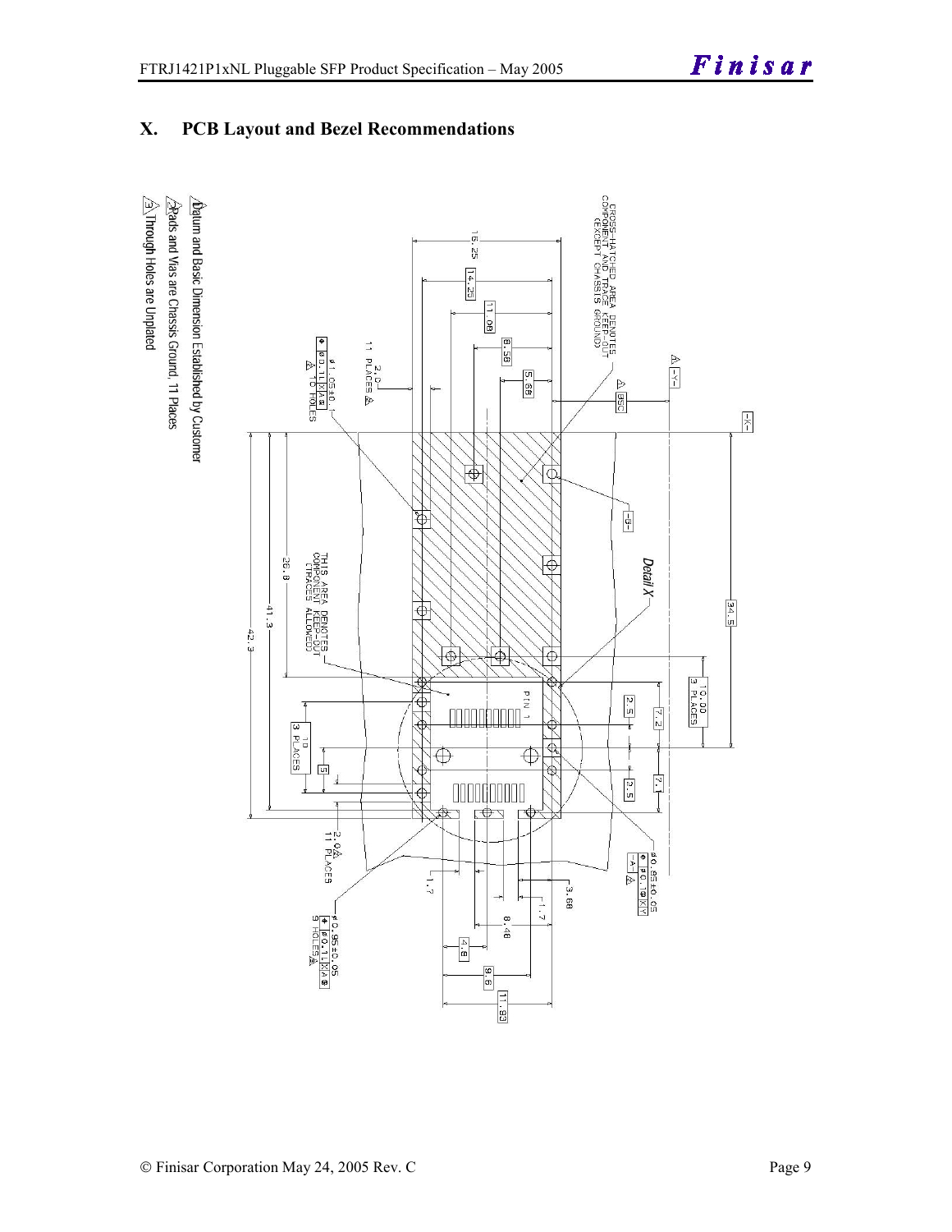# X. PCB Layout and Bezel Recommendations

CROSS-HATCHED AREA DENOTES COMPONENT AND TRACE KEEP-OUT (EXCEPT CHASSIS GROUND)

THIS AREA DENOTES COMPONENT KEEP-OUT (TRACES ALLOWED)

Detail X

PIN 1

16.25, 14.25, 11.08, 8.58, 5.68, 34.5, 26.8, 41.3, 42.3, 10.00 3 PLACES, 10 3 PLACES, 5, 2.5, 7.2, 7.1, 2.5, 1.7, 3.68, 1.7, 8.48, 4.8, 9.6, 11.93, BSC

2.0 11 PLACES

2.0 11 PLACES

ø1.05±0.1 ⌖ ø0.1 L X A S 16 HOLES

ø0.85±0.05 ⌖ ø0.1 X Y

ø0.95±0.05 ⌖ ø0.1 L X A S 9 HOLES

-X-, -Y-, -A-, -B-

1. Datum and Basic Dimension Established by Customer
2. Pads and Vias are Chassis Ground, 11 Places
3. Through Holes are Unplated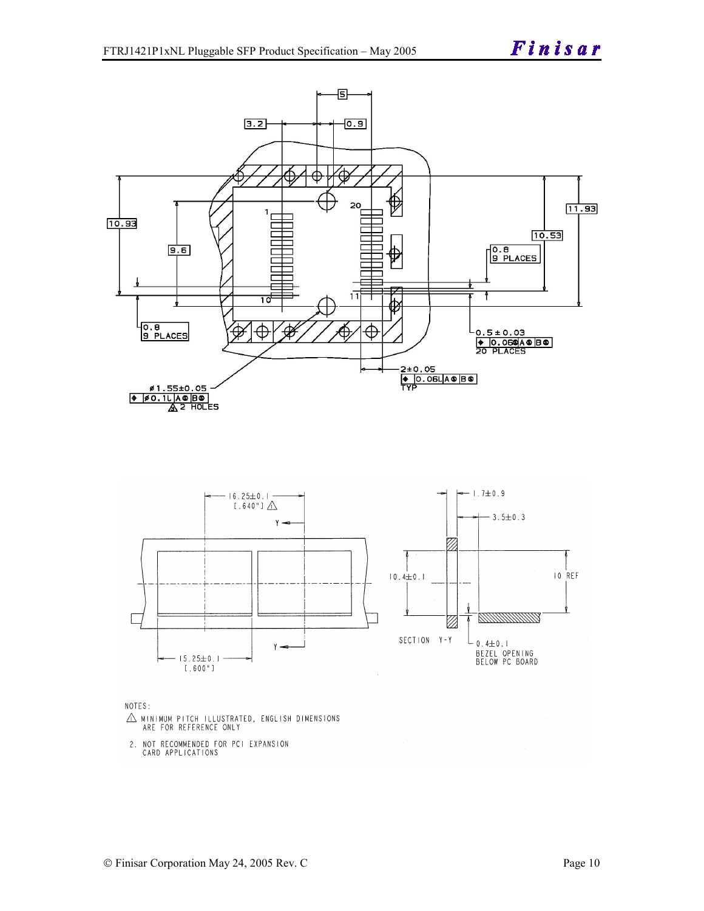NOTES:

1. MINIMUM PITCH ILLUSTRATED, ENGLISH DIMENSIONS ARE FOR REFERENCE ONLY
2. NOT RECOMMENDED FOR PCI EXPANSION CARD APPLICATIONS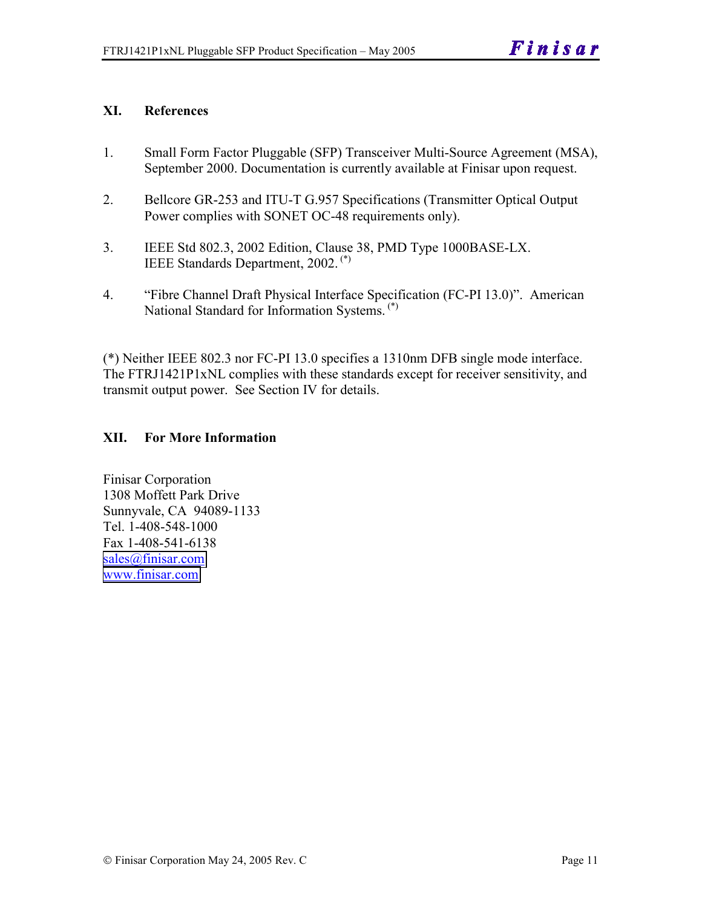## XI. References

1. Small Form Factor Pluggable (SFP) Transceiver Multi-Source Agreement (MSA), September 2000. Documentation is currently available at Finisar upon request.

2. Bellcore GR-253 and ITU-T G.957 Specifications (Transmitter Optical Output Power complies with SONET OC-48 requirements only).

3. IEEE Std 802.3, 2002 Edition, Clause 38, PMD Type 1000BASE-LX. IEEE Standards Department, 2002. (*)

4. "Fibre Channel Draft Physical Interface Specification (FC-PI 13.0)". American National Standard for Information Systems. (*)

(*) Neither IEEE 802.3 nor FC-PI 13.0 specifies a 1310nm DFB single mode interface. The FTRJ1421P1xNL complies with these standards except for receiver sensitivity, and transmit output power. See Section IV for details.

## XII. For More Information

Finisar Corporation
1308 Moffett Park Drive
Sunnyvale, CA 94089-1133
Tel. 1-408-548-1000
Fax 1-408-541-6138
sales@finisar.com
www.finisar.com

© Finisar Corporation May 24, 2005 Rev. C